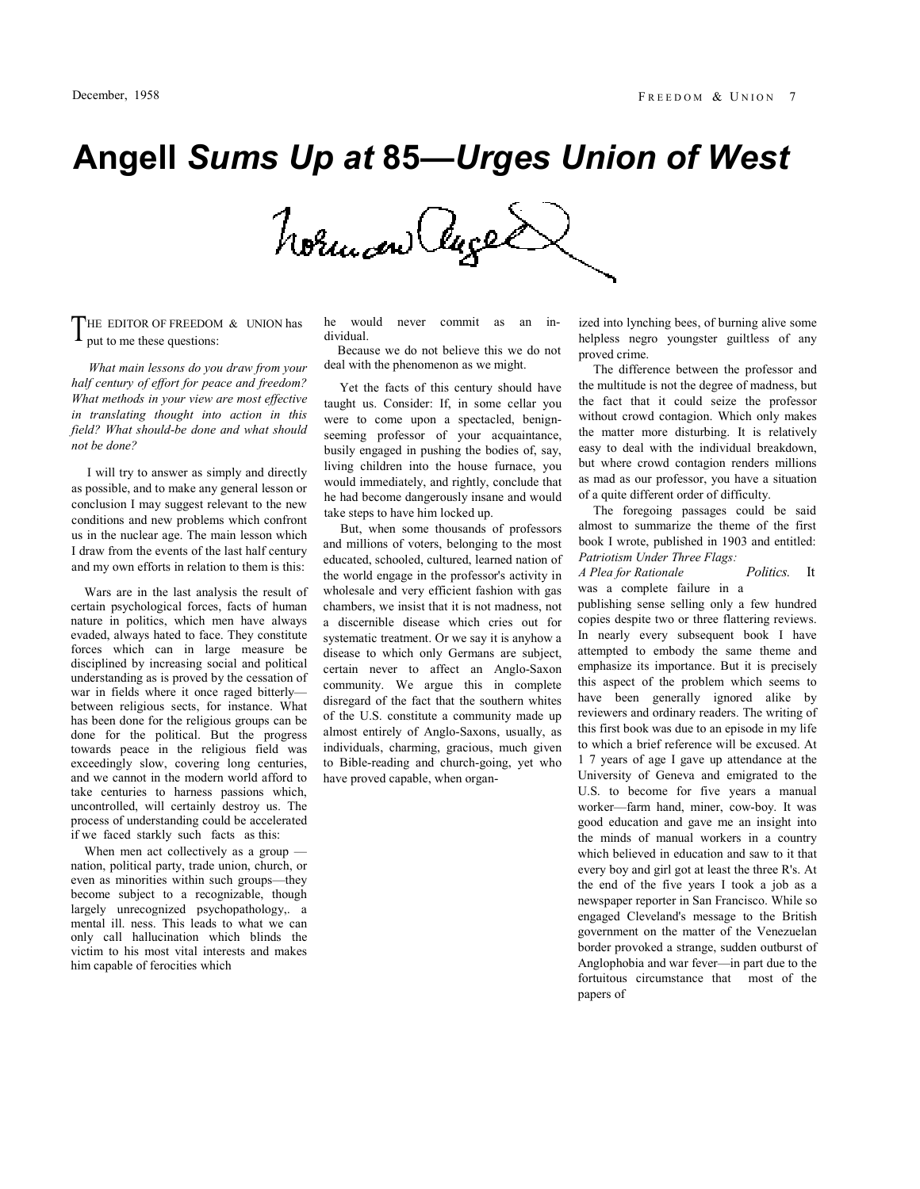# Angell *Sums Up at* 85—*Urges Union of West*

THE EDITOR OF FREEDOM & UNION has put to me these questions:

*What main lessons do you draw from your half century of effort for peace and freedom? What methods in your view are most effective in translating thought into action in this field? What should-be done and what should not be done?*

I will try to answer as simply and directly as possible, and to make any general lesson or conclusion I may suggest relevant to the new conditions and new problems which confront us in the nuclear age. The main lesson which I draw from the events of the last half century and my own efforts in relation to them is this:

Wars are in the last analysis the result of certain psychological forces, facts of human nature in politics, which men have always evaded, always hated to face. They constitute forces which can in large measure be disciplined by increasing social and political understanding as is proved by the cessation of war in fields where it once raged bitterly—between religious sects, for instance. What has been done for the religious groups can be done for the political. But the progress towards peace in the religious field was exceedingly slow, covering long centuries, and we cannot in the modern world afford to take centuries to harness passions which, uncontrolled, will certainly destroy us. The process of understanding could be accelerated if we faced starkly such facts as this:

When men act collectively as a group — nation, political party, trade union, church, or even as minorities within such groups—they become subject to a recognizable, though largely unrecognized psychopathology,. a mental ill. ness. This leads to what we can only call hallucination which blinds the victim to his most vital interests and makes him capable of ferocities which he would never commit as an individual.

Because we do not believe this we do not deal with the phenomenon as we might.

Yet the facts of this century should have taught us. Consider: If, in some cellar you were to come upon a spectacled, benign-seeming professor of your acquaintance, busily engaged in pushing the bodies of, say, living children into the house furnace, you would immediately, and rightly, conclude that he had become dangerously insane and would take steps to have him locked up.

But, when some thousands of professors and millions of voters, belonging to the most educated, schooled, cultured, learned nation of the world engage in the professor's activity in wholesale and very efficient fashion with gas chambers, we insist that it is not madness, not a discernible disease which cries out for systematic treatment. Or we say it is anyhow a disease to which only Germans are subject, certain never to affect an Anglo-Saxon community. We argue this in complete disregard of the fact that the southern whites of the U.S. constitute a community made up almost entirely of Anglo-Saxons, usually, as individuals, charming, gracious, much given to Bible-reading and church-going, yet who have proved capable, when organized into lynching bees, of burning alive some helpless negro youngster guiltless of any proved crime.

The difference between the professor and the multitude is not the degree of madness, but the fact that it could seize the professor without crowd contagion. Which only makes the matter more disturbing. It is relatively easy to deal with the individual breakdown, but where crowd contagion renders millions as mad as our professor, you have a situation of a quite different order of difficulty.

The foregoing passages could be said almost to summarize the theme of the first book I wrote, published in 1903 and entitled: *Patriotism Under Three Flags: A Plea for Rationale Politics.* It was a complete failure in a publishing sense selling only a few hundred copies despite two or three flattering reviews. In nearly every subsequent book I have attempted to embody the same theme and emphasize its importance. But it is precisely this aspect of the problem which seems to have been generally ignored alike by reviewers and ordinary readers. The writing of this first book was due to an episode in my life to which a brief reference will be excused. At 17 years of age I gave up attendance at the University of Geneva and emigrated to the U.S. to become for five years a manual worker—farm hand, miner, cow-boy. It was good education and gave me an insight into the minds of manual workers in a country which believed in education and saw to it that every boy and girl got at least the three R's. At the end of the five years I took a job as a newspaper reporter in San Francisco. While so engaged Cleveland's message to the British government on the matter of the Venezuelan border provoked a strange, sudden outburst of Anglophobia and war fever—in part due to the fortuitous circumstance that most of the papers of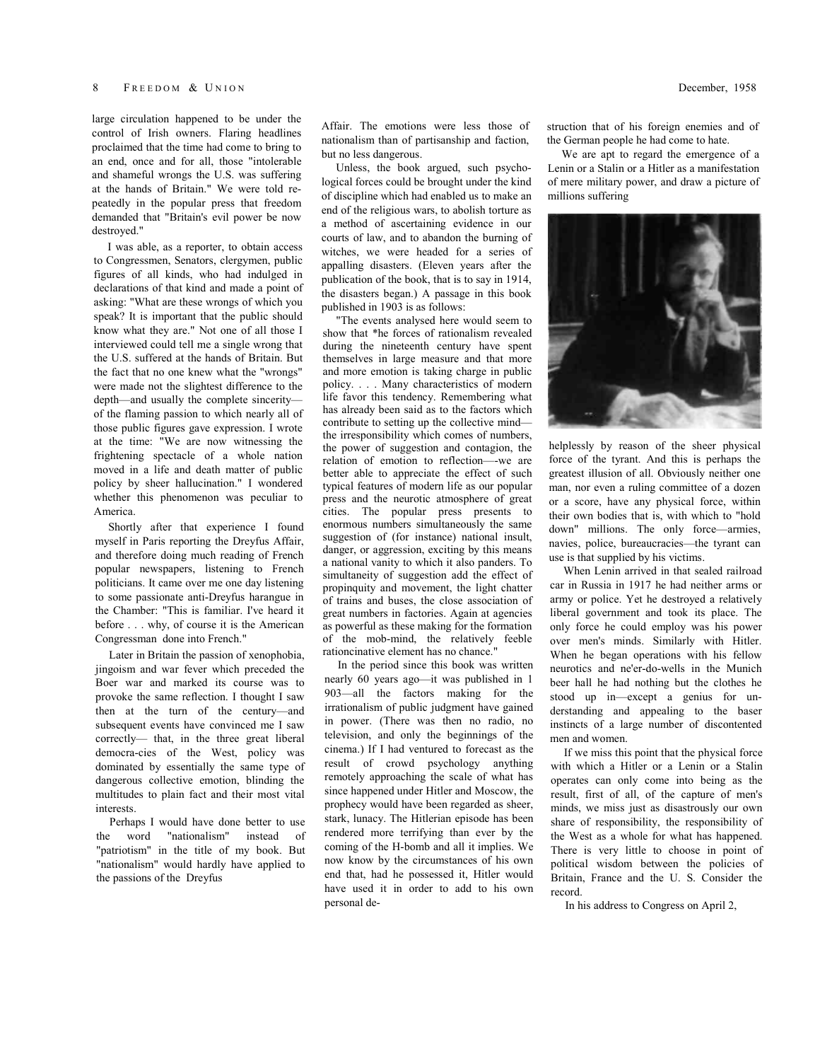large circulation happened to be under the control of Irish owners. Flaring headlines proclaimed that the time had come to bring to an end, once and for all, those "intolerable and shameful wrongs the U.S. was suffering at the hands of Britain." We were told repeatedly in the popular press that freedom demanded that "Britain's evil power be now destroyed."

I was able, as a reporter, to obtain access to Congressmen, Senators, clergymen, public figures of all kinds, who had indulged in declarations of that kind and made a point of asking: "What are these wrongs of which you speak? It is important that the public should know what they are." Not one of all those I interviewed could tell me a single wrong that the U.S. suffered at the hands of Britain. But the fact that no one knew what the "wrongs" were made not the slightest difference to the depth—and usually the complete sincerity—of the flaming passion to which nearly all of those public figures gave expression. I wrote at the time: "We are now witnessing the frightening spectacle of a whole nation moved in a life and death matter of public policy by sheer hallucination." I wondered whether this phenomenon was peculiar to America.

Shortly after that experience I found myself in Paris reporting the Dreyfus Affair, and therefore doing much reading of French popular newspapers, listening to French politicians. It came over me one day listening to some passionate anti-Dreyfus harangue in the Chamber: "This is familiar. I've heard it before . . . why, of course it is the American Congressman done into French."

Later in Britain the passion of xenophobia, jingoism and war fever which preceded the Boer war and marked its course was to provoke the same reflection. I thought I saw then at the turn of the century—and subsequent events have convinced me I saw correctly— that, in the three great liberal democra-cies of the West, policy was dominated by essentially the same type of dangerous collective emotion, blinding the multitudes to plain fact and their most vital interests.

Perhaps I would have done better to use the word "nationalism" instead of "patriotism" in the title of my book. But "nationalism" would hardly have applied to the passions of the Dreyfus Affair. The emotions were less those of nationalism than of partisanship and faction, but no less dangerous.

Unless, the book argued, such psychological forces could be brought under the kind of discipline which had enabled us to make an end of the religious wars, to abolish torture as a method of ascertaining evidence in our courts of law, and to abandon the burning of witches, we were headed for a series of appalling disasters. (Eleven years after the publication of the book, that is to say in 1914, the disasters began.) A passage in this book published in 1903 is as follows:

"The events analysed here would seem to show that *he forces of rationalism revealed during the nineteenth century have spent themselves in large measure and that more and more emotion is taking charge in public policy. . . . Many characteristics of modern life favor this tendency. Remembering what has already been said as to the factors which contribute to setting up the collective mind—the irresponsibility which comes of numbers, the power of suggestion and contagion, the relation of emotion to reflection—-we are better able to appreciate the effect of such typical features of modern life as our popular press and the neurotic atmosphere of great cities. The popular press presents to enormous numbers simultaneously the same suggestion of (for instance) national insult, danger, or aggression, exciting by this means a national vanity to which it also panders. To simultaneity of suggestion add the effect of propinquity and movement, the light chatter of trains and buses, the close association of great numbers in factories. Again at agencies as powerful as these making for the formation of the mob-mind, the relatively feeble rationcinative element has no chance."

In the period since this book was written nearly 60 years ago—it was published in 1 903—all the factors making for the irrationalism of public judgment have gained in power. (There was then no radio, no television, and only the beginnings of the cinema.) If I had ventured to forecast as the result of crowd psychology anything remotely approaching the scale of what has since happened under Hitler and Moscow, the prophecy would have been regarded as sheer, stark, lunacy. The Hitlerian episode has been rendered more terrifying than ever by the coming of the H-bomb and all it implies. We now know by the circumstances of his own end that, had he possessed it, Hitler would have used it in order to add to his own personal destruction that of his foreign enemies and of the German people he had come to hate.

We are apt to regard the emergence of a Lenin or a Stalin or a Hitler as a manifestation of mere military power, and draw a picture of millions suffering helplessly by reason of the sheer physical force of the tyrant. And this is perhaps the greatest illusion of all. Obviously neither one man, nor even a ruling committee of a dozen or a score, have any physical force, within their own bodies that is, with which to "hold down" millions. The only force—armies, navies, police, bureaucracies—the tyrant can use is that supplied by his victims.

When Lenin arrived in that sealed railroad car in Russia in 1917 he had neither arms or army or police. Yet he destroyed a relatively liberal government and took its place. The only force he could employ was his power over men's minds. Similarly with Hitler. When he began operations with his fellow neurotics and ne'er-do-wells in the Munich beer hall he had nothing but the clothes he stood up in—except a genius for understanding and appealing to the baser instincts of a large number of discontented men and women.

If we miss this point that the physical force with which a Hitler or a Lenin or a Stalin operates can only come into being as the result, first of all, of the capture of men's minds, we miss just as disastrously our own share of responsibility, the responsibility of the West as a whole for what has happened. There is very little to choose in point of political wisdom between the policies of Britain, France and the U. S. Consider the record.

In his address to Congress on April 2,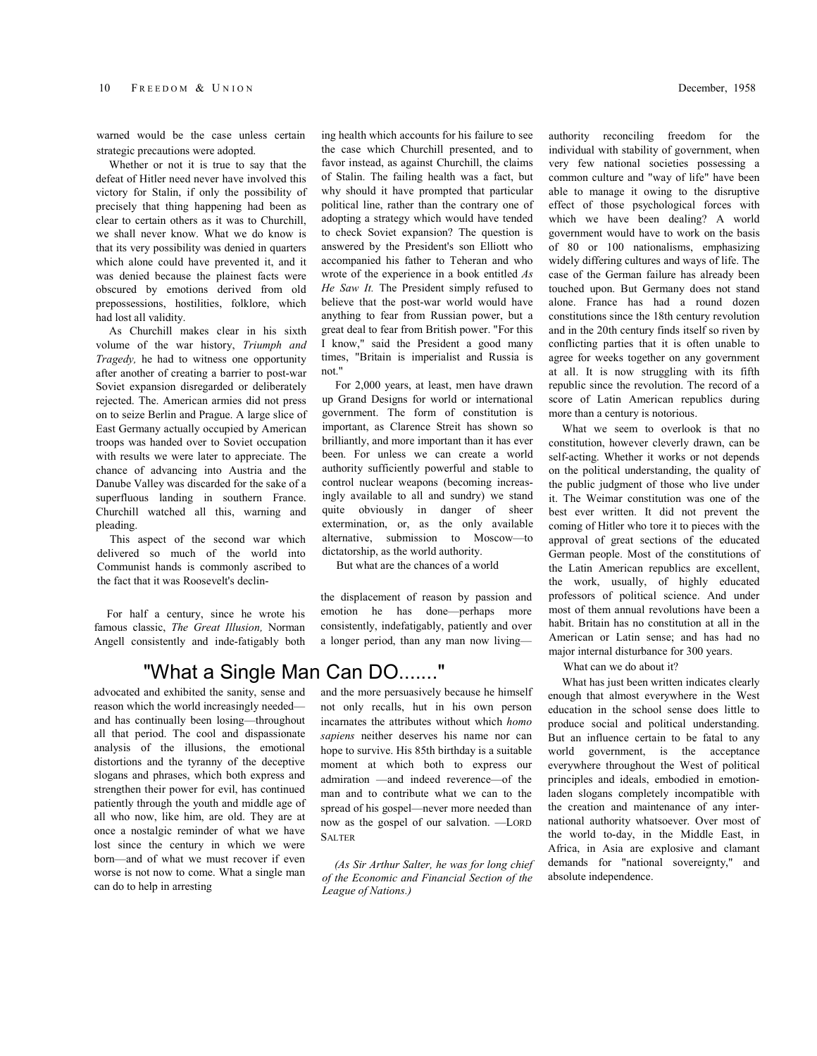warned would be the case unless certain strategic precautions were adopted.

Whether or not it is true to say that the defeat of Hitler need never have involved this victory for Stalin, if only the possibility of precisely that thing happening had been as clear to certain others as it was to Churchill, we shall never know. What we do know is that its very possibility was denied in quarters which alone could have prevented it, and it was denied because the plainest facts were obscured by emotions derived from old prepossessions, hostilities, folklore, which had lost all validity.

As Churchill makes clear in his sixth volume of the war history, *Triumph and Tragedy,* he had to witness one opportunity after another of creating a barrier to post-war Soviet expansion disregarded or deliberately rejected. The. American armies did not press on to seize Berlin and Prague. A large slice of East Germany actually occupied by American troops was handed over to Soviet occupation with results we were later to appreciate. The chance of advancing into Austria and the Danube Valley was discarded for the sake of a superfluous landing in southern France. Churchill watched all this, warning and pleading.

This aspect of the second war which delivered so much of the world into Communist hands is commonly ascribed to the fact that it was Roosevelt's declining health which accounts for his failure to see the case which Churchill presented, and to favor instead, as against Churchill, the claims of Stalin. The failing health was a fact, but why should it have prompted that particular political line, rather than the contrary one of adopting a strategy which would have tended to check Soviet expansion? The question is answered by the President's son Elliott who accompanied his father to Teheran and who wrote of the experience in a book entitled *As He Saw It.* The President simply refused to believe that the post-war world would have anything to fear from Russian power, but a great deal to fear from British power. "For this I know," said the President a good many times, "Britain is imperialist and Russia is not."

For 2,000 years, at least, men have drawn up Grand Designs for world or international government. The form of constitution is important, as Clarence Streit has shown so brilliantly, and more important than it has ever been. For unless we can create a world authority sufficiently powerful and stable to control nuclear weapons (becoming increasingly available to all and sundry) we stand quite obviously in danger of sheer extermination, or, as the only available alternative, submission to Moscow—to dictatorship, as the world authority.

But what are the chances of a world authority reconciling freedom for the individual with stability of government, when very few national societies possessing a common culture and "way of life" have been able to manage it owing to the disruptive effect of those psychological forces with which we have been dealing? A world government would have to work on the basis of 80 or 100 nationalisms, emphasizing widely differing cultures and ways of life. The case of the German failure has already been touched upon. But Germany does not stand alone. France has had a round dozen constitutions since the 18th century revolution and in the 20th century finds itself so riven by conflicting parties that it is often unable to agree for weeks together on any government at all. It is now struggling with its fifth republic since the revolution. The record of a score of Latin American republics during more than a century is notorious.

What we seem to overlook is that no constitution, however cleverly drawn, can be self-acting. Whether it works or not depends on the political understanding, the quality of the public judgment of those who live under it. The Weimar constitution was one of the best ever written. It did not prevent the coming of Hitler who tore it to pieces with the approval of great sections of the educated German people. Most of the constitutions of the Latin American republics are excellent, the work, usually, of highly educated professors of political science. And under most of them annual revolutions have been a habit. Britain has no constitution at all in the American or Latin sense; and has had no major internal disturbance for 300 years.

What can we do about it?

What has just been written indicates clearly enough that almost everywhere in the West education in the school sense does little to produce social and political understanding. But an influence certain to be fatal to any world government, is the acceptance everywhere throughout the West of political principles and ideals, embodied in emotion-laden slogans completely incompatible with the creation and maintenance of any international authority whatsoever. Over most of the world to-day, in the Middle East, in Africa, in Asia are explosive and clamant demands for "national sovereignty," and absolute independence.

## "What a Single Man Can DO......."

For half a century, since he wrote his famous classic, *The Great Illusion,* Norman Angell consistently and inde-fatigably both advocated and exhibited the sanity, sense and reason which the world increasingly needed—and has continually been losing—throughout all that period. The cool and dispassionate analysis of the illusions, the emotional distortions and the tyranny of the deceptive slogans and phrases, which both express and strengthen their power for evil, has continued patiently through the youth and middle age of all who now, like him, are old. They are at once a nostalgic reminder of what we have lost since the century in which we were born—and of what we must recover if even worse is not now to come. What a single man can do to help in arresting the displacement of reason by passion and emotion he has done—perhaps more consistently, indefatigably, patiently and over a longer period, than any man now living—and the more persuasively because he himself not only recalls, hut in his own person incarnates the attributes without which *homo sapiens* neither deserves his name nor can hope to survive. His 85th birthday is a suitable moment at which both to express our admiration —and indeed reverence—of the man and to contribute what we can to the spread of his gospel—never more needed than now as the gospel of our salvation. —LORD SALTER

*(As Sir Arthur Salter, he was for long chief of the Economic and Financial Section of the League of Nations.)*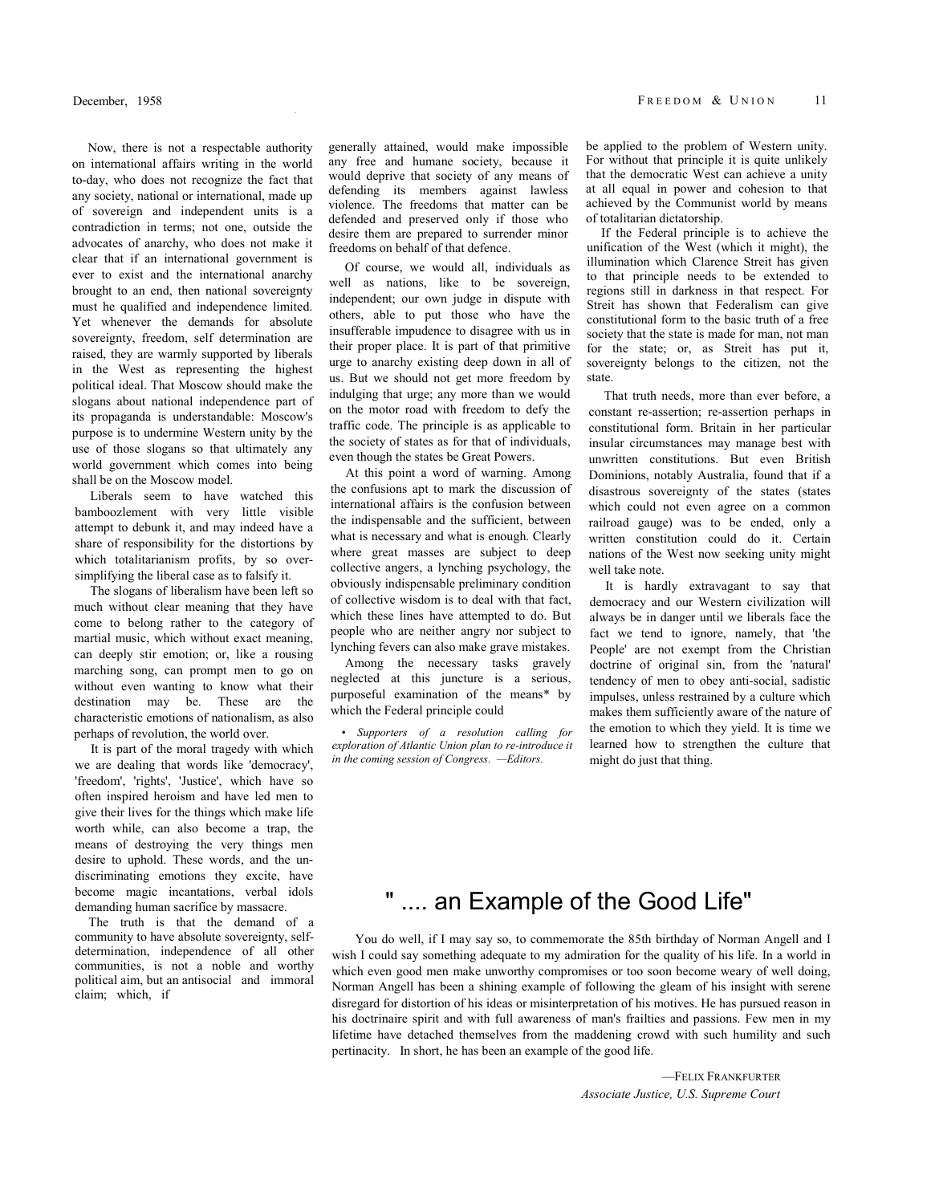Now, there is not a respectable authority on international affairs writing in the world to-day, who does not recognize the fact that any society, national or international, made up of sovereign and independent units is a contradiction in terms; not one, outside the advocates of anarchy, who does not make it clear that if an international government is ever to exist and the international anarchy brought to an end, then national sovereignty must he qualified and independence limited. Yet whenever the demands for absolute sovereignty, freedom, self determination are raised, they are warmly supported by liberals in the West as representing the highest political ideal. That Moscow should make the slogans about national independence part of its propaganda is understandable: Moscow's purpose is to undermine Western unity by the use of those slogans so that ultimately any world government which comes into being shall be on the Moscow model.

Liberals seem to have watched this bamboozlement with very little visible attempt to debunk it, and may indeed have a share of responsibility for the distortions by which totalitarianism profits, by so over-simplifying the liberal case as to falsify it.

The slogans of liberalism have been left so much without clear meaning that they have come to belong rather to the category of martial music, which without exact meaning, can deeply stir emotion; or, like a rousing marching song, can prompt men to go on without even wanting to know what their destination may be. These are the characteristic emotions of nationalism, as also perhaps of revolution, the world over.

It is part of the moral tragedy with which we are dealing that words like 'democracy', 'freedom', 'rights', 'Justice', which have so often inspired heroism and have led men to give their lives for the things which make life worth while, can also become a trap, the means of destroying the very things men desire to uphold. These words, and the un-discriminating emotions they excite, have become magic incantations, verbal idols demanding human sacrifice by massacre.

The truth is that the demand of a community to have absolute sovereignty, self-determination, independence of all other communities, is not a noble and worthy political aim, but an antisocial and immoral claim; which, if generally attained, would make impossible any free and humane society, because it would deprive that society of any means of defending its members against lawless violence. The freedoms that matter can be defended and preserved only if those who desire them are prepared to surrender minor freedoms on behalf of that defence.

Of course, we would all, individuals as well as nations, like to be sovereign, independent; our own judge in dispute with others, able to put those who have the insufferable impudence to disagree with us in their proper place. It is part of that primitive urge to anarchy existing deep down in all of us. But we should not get more freedom by indulging that urge; any more than we would on the motor road with freedom to defy the traffic code. The principle is as applicable to the society of states as for that of individuals, even though the states be Great Powers.

At this point a word of warning. Among the confusions apt to mark the discussion of international affairs is the confusion between the indispensable and the sufficient, between what is necessary and what is enough. Clearly where great masses are subject to deep collective angers, a lynching psychology, the obviously indispensable preliminary condition of collective wisdom is to deal with that fact, which these lines have attempted to do. But people who are neither angry nor subject to lynching fevers can also make grave mistakes.

Among the necessary tasks gravely neglected at this juncture is a serious, purposeful examination of the means* by which the Federal principle could be applied to the problem of Western unity. For without that principle it is quite unlikely that the democratic West can achieve a unity at all equal in power and cohesion to that achieved by the Communist world by means of totalitarian dictatorship.

If the Federal principle is to achieve the unification of the West (which it might), the illumination which Clarence Streit has given to that principle needs to be extended to regions still in darkness in that respect. For Streit has shown that Federalism can give constitutional form to the basic truth of a free society that the state is made for man, not man for the state; or, as Streit has put it, sovereignty belongs to the citizen, not the state.

That truth needs, more than ever before, a constant re-assertion; re-assertion perhaps in constitutional form. Britain in her particular insular circumstances may manage best with unwritten constitutions. But even British Dominions, notably Australia, found that if a disastrous sovereignty of the states (states which could not even agree on a common railroad gauge) was to be ended, only a written constitution could do it. Certain nations of the West now seeking unity might well take note.

It is hardly extravagant to say that democracy and our Western civilization will always be in danger until we liberals face the fact we tend to ignore, namely, that 'the People' are not exempt from the Christian doctrine of original sin, from the 'natural' tendency of men to obey anti-social, sadistic impulses, unless restrained by a culture which makes them sufficiently aware of the nature of the emotion to which they yield. It is time we learned how to strengthen the culture that might do just that thing.

* *Supporters of a resolution calling for exploration of Atlantic Union plan to re-introduce it in the coming session of Congress. —Editors.*

# " .... an Example of the Good Life"

You do well, if I may say so, to commemorate the 85th birthday of Norman Angell and I wish I could say something adequate to my admiration for the quality of his life. In a world in which even good men make unworthy compromises or too soon become weary of well doing, Norman Angell has been a shining example of following the gleam of his insight with serene disregard for distortion of his ideas or misinterpretation of his motives. He has pursued reason in his doctrinaire spirit and with full awareness of man's frailties and passions. Few men in my lifetime have detached themselves from the maddening crowd with such humility and such pertinacity. In short, he has been an example of the good life.

—Felix Frankfurter
*Associate Justice, U.S. Supreme Court*